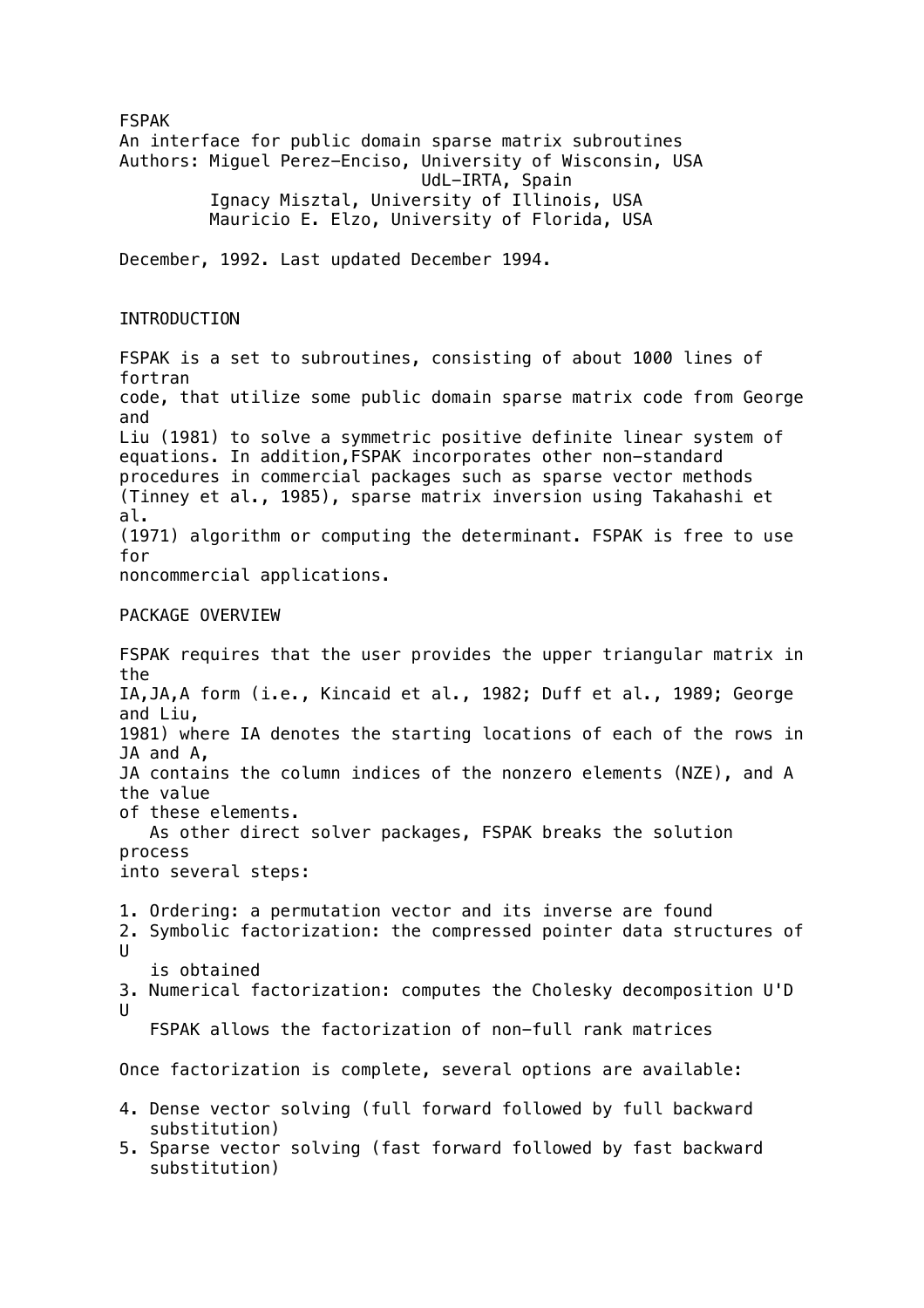# FSPAK

An interface for public domain sparse matrix subroutines

Authors: Miguel Perez-Enciso, University of Wisconsin, USA
UdL-IRTA, Spain
Ignacy Misztal, University of Illinois, USA
Mauricio E. Elzo, University of Florida, USA

December, 1992. Last updated December 1994.

## INTRODUCTION

FSPAK is a set to subroutines, consisting of about 1000 lines of fortran code, that utilize some public domain sparse matrix code from George and Liu (1981) to solve a symmetric positive definite linear system of equations. In addition,FSPAK incorporates other non-standard procedures in commercial packages such as sparse vector methods (Tinney et al., 1985), sparse matrix inversion using Takahashi et al. (1971) algorithm or computing the determinant. FSPAK is free to use for noncommercial applications.

## PACKAGE OVERVIEW

FSPAK requires that the user provides the upper triangular matrix in the IA,JA,A form (i.e., Kincaid et al., 1982; Duff et al., 1989; George and Liu, 1981) where IA denotes the starting locations of each of the rows in JA and A, JA contains the column indices of the nonzero elements (NZE), and A the value of these elements.

As other direct solver packages, FSPAK breaks the solution process into several steps:

1. Ordering: a permutation vector and its inverse are found
2. Symbolic factorization: the compressed pointer data structures of U is obtained
3. Numerical factorization: computes the Cholesky decomposition U'D U
   FSPAK allows the factorization of non-full rank matrices

Once factorization is complete, several options are available:

4. Dense vector solving (full forward followed by full backward substitution)
5. Sparse vector solving (fast forward followed by fast backward substitution)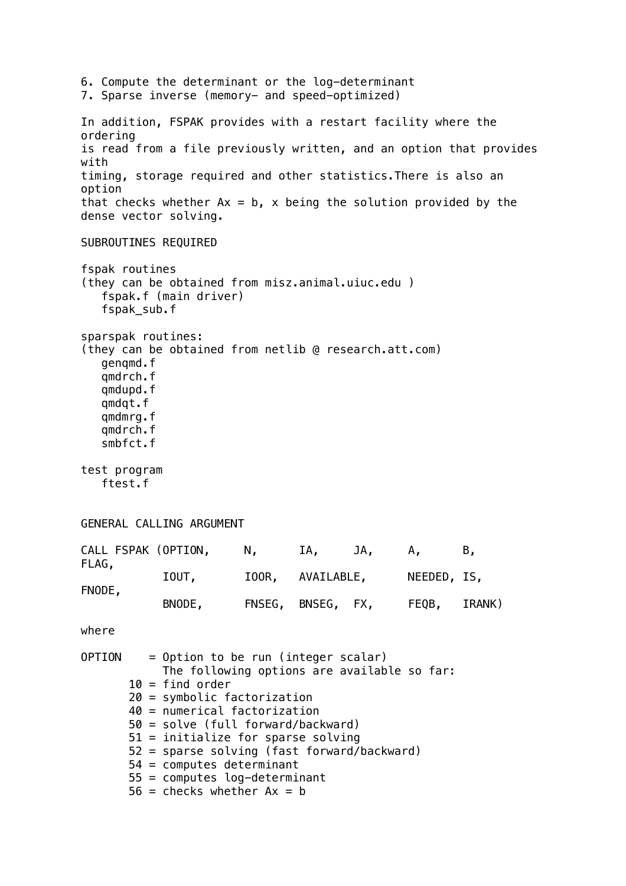6. Compute the determinant or the log-determinant
7. Sparse inverse (memory- and speed-optimized)

In addition, FSPAK provides with a restart facility where the ordering is read from a file previously written, and an option that provides with timing, storage required and other statistics.There is also an option that checks whether Ax = b, x being the solution provided by the dense vector solving.

SUBROUTINES REQUIRED

fspak routines
(they can be obtained from misz.animal.uiuc.edu )
   fspak.f (main driver)
   fspak_sub.f

sparspak routines:
(they can be obtained from netlib @ research.att.com)
   genqmd.f
   qmdrch.f
   qmdupd.f
   qmdqt.f
   qmdmrg.f
   qmdrch.f
   smbfct.f

test program
   ftest.f

GENERAL CALLING ARGUMENT

```
CALL FSPAK (OPTION,     N,      IA,     JA,     A,      B,      FLAG,
            IOUT,       IOOR,   AVAILABLE,      NEEDED, IS,     FNODE,
            BNODE,      FNSEG,  BNSEG,  FX,     FEQB,   IRANK)
```

where

```
OPTION    = Option to be run (integer scalar)
            The following options are available so far:
       10 = find order
       20 = symbolic factorization
       40 = numerical factorization
       50 = solve (full forward/backward)
       51 = initialize for sparse solving
       52 = sparse solving (fast forward/backward)
       54 = computes determinant
       55 = computes log-determinant
       56 = checks whether Ax = b
```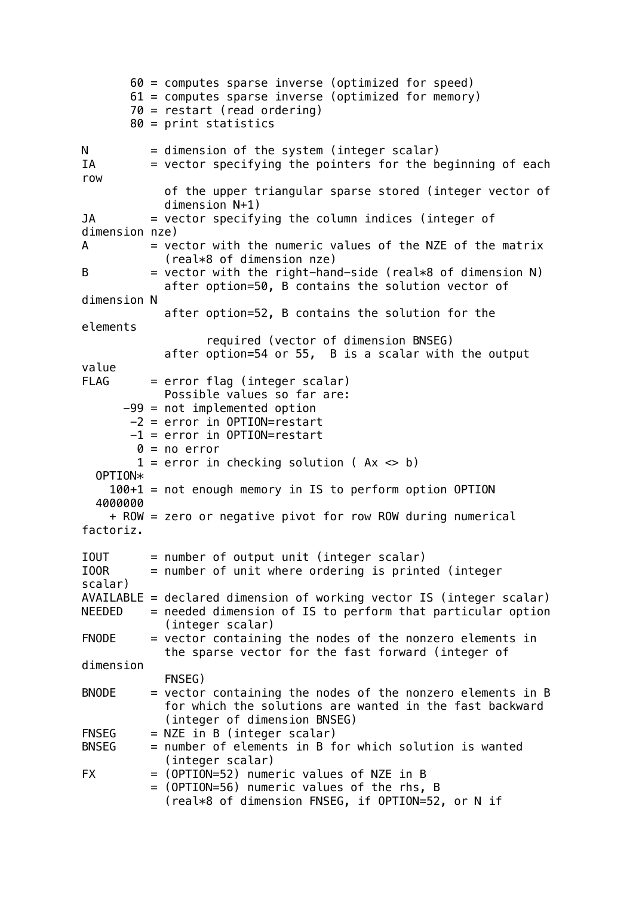```
        60 = computes sparse inverse (optimized for speed)
        61 = computes sparse inverse (optimized for memory)
        70 = restart (read ordering)
        80 = print statistics

N         = dimension of the system (integer scalar)
IA        = vector specifying the pointers for the beginning of each
row
            of the upper triangular sparse stored (integer vector of
            dimension N+1)
JA        = vector specifying the column indices (integer of
dimension nze)
A         = vector with the numeric values of the NZE of the matrix
            (real*8 of dimension nze)
B         = vector with the right-hand-side (real*8 of dimension N)
            after option=50, B contains the solution vector of
dimension N
            after option=52, B contains the solution for the
elements
                  required (vector of dimension BNSEG)
            after option=54 or 55,  B is a scalar with the output
value
FLAG      = error flag (integer scalar)
            Possible values so far are:
       -99 = not implemented option
        -2 = error in OPTION=restart
        -1 = error in OPTION=restart
         0 = no error
         1 = error in checking solution ( Ax <> b)
  OPTION*
    100+1 = not enough memory in IS to perform option OPTION
  4000000
    + ROW = zero or negative pivot for row ROW during numerical
factoriz.

IOUT      = number of output unit (integer scalar)
IOOR      = number of unit where ordering is printed (integer
scalar)
AVAILABLE = declared dimension of working vector IS (integer scalar)
NEEDED    = needed dimension of IS to perform that particular option
            (integer scalar)
FNODE     = vector containing the nodes of the nonzero elements in
            the sparse vector for the fast forward (integer of
dimension
            FNSEG)
BNODE     = vector containing the nodes of the nonzero elements in B
            for which the solutions are wanted in the fast backward
            (integer of dimension BNSEG)
FNSEG     = NZE in B (integer scalar)
BNSEG     = number of elements in B for which solution is wanted
            (integer scalar)
FX        = (OPTION=52) numeric values of NZE in B
          = (OPTION=56) numeric values of the rhs, B
            (real*8 of dimension FNSEG, if OPTION=52, or N if
```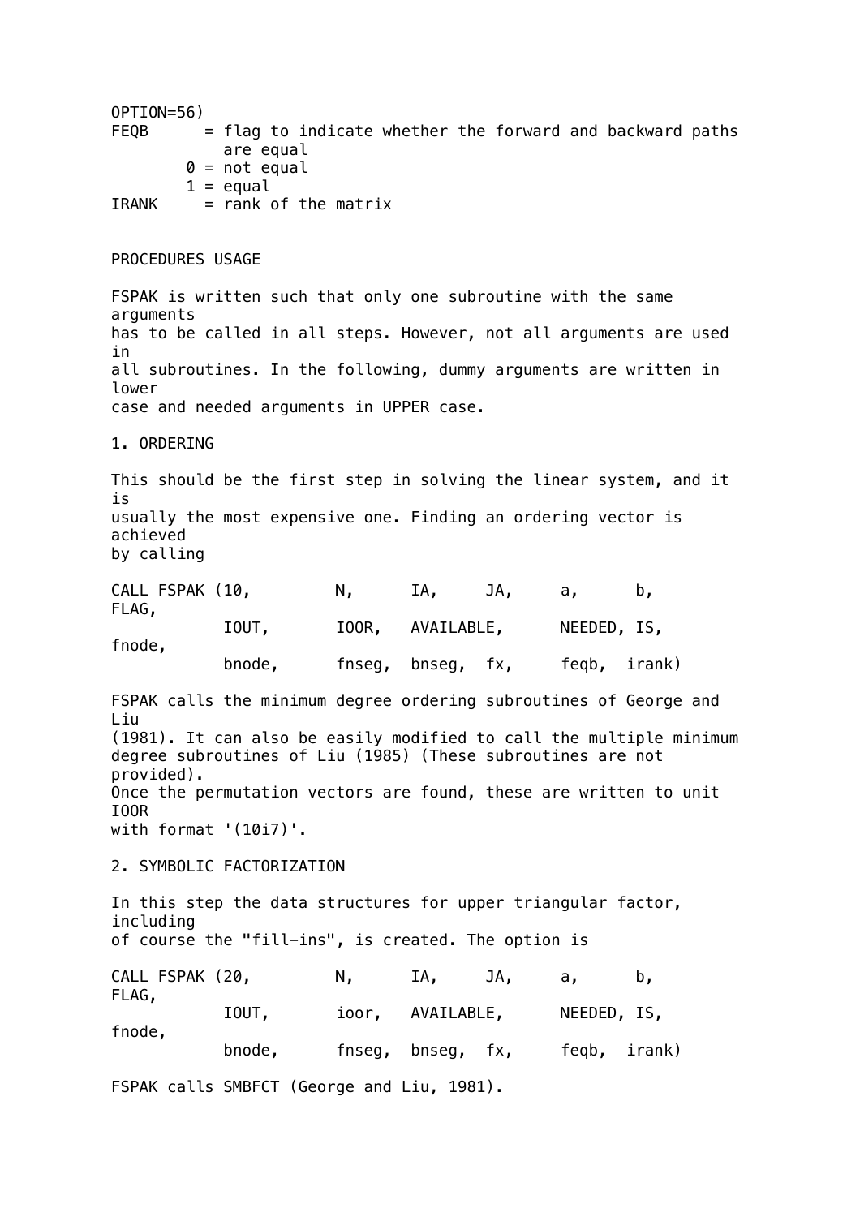OPTION=56)
FEQB      = flag to indicate whether the forward and backward paths are equal
        0 = not equal
        1 = equal
IRANK     = rank of the matrix

PROCEDURES USAGE

FSPAK is written such that only one subroutine with the same arguments has to be called in all steps. However, not all arguments are used in all subroutines. In the following, dummy arguments are written in lower case and needed arguments in UPPER case.

1. ORDERING

This should be the first step in solving the linear system, and it is usually the most expensive one. Finding an ordering vector is achieved by calling

```
CALL FSPAK (10,        N,      IA,     JA,     a,      b,      FLAG,
           IOUT,       IOOR,   AVAILABLE,      NEEDED, IS,     fnode,
           bnode,      fnseg,  bnseg,  fx,     feqb,  irank)
```

FSPAK calls the minimum degree ordering subroutines of George and Liu (1981). It can also be easily modified to call the multiple minimum degree subroutines of Liu (1985) (These subroutines are not provided). Once the permutation vectors are found, these are written to unit IOOR with format '(10i7)'.

2. SYMBOLIC FACTORIZATION

In this step the data structures for upper triangular factor, including of course the "fill-ins", is created. The option is

```
CALL FSPAK (20,        N,      IA,     JA,     a,      b,      FLAG,
           IOUT,       ioor,   AVAILABLE,      NEEDED, IS,     fnode,
           bnode,      fnseg,  bnseg,  fx,     feqb,  irank)
```

FSPAK calls SMBFCT (George and Liu, 1981).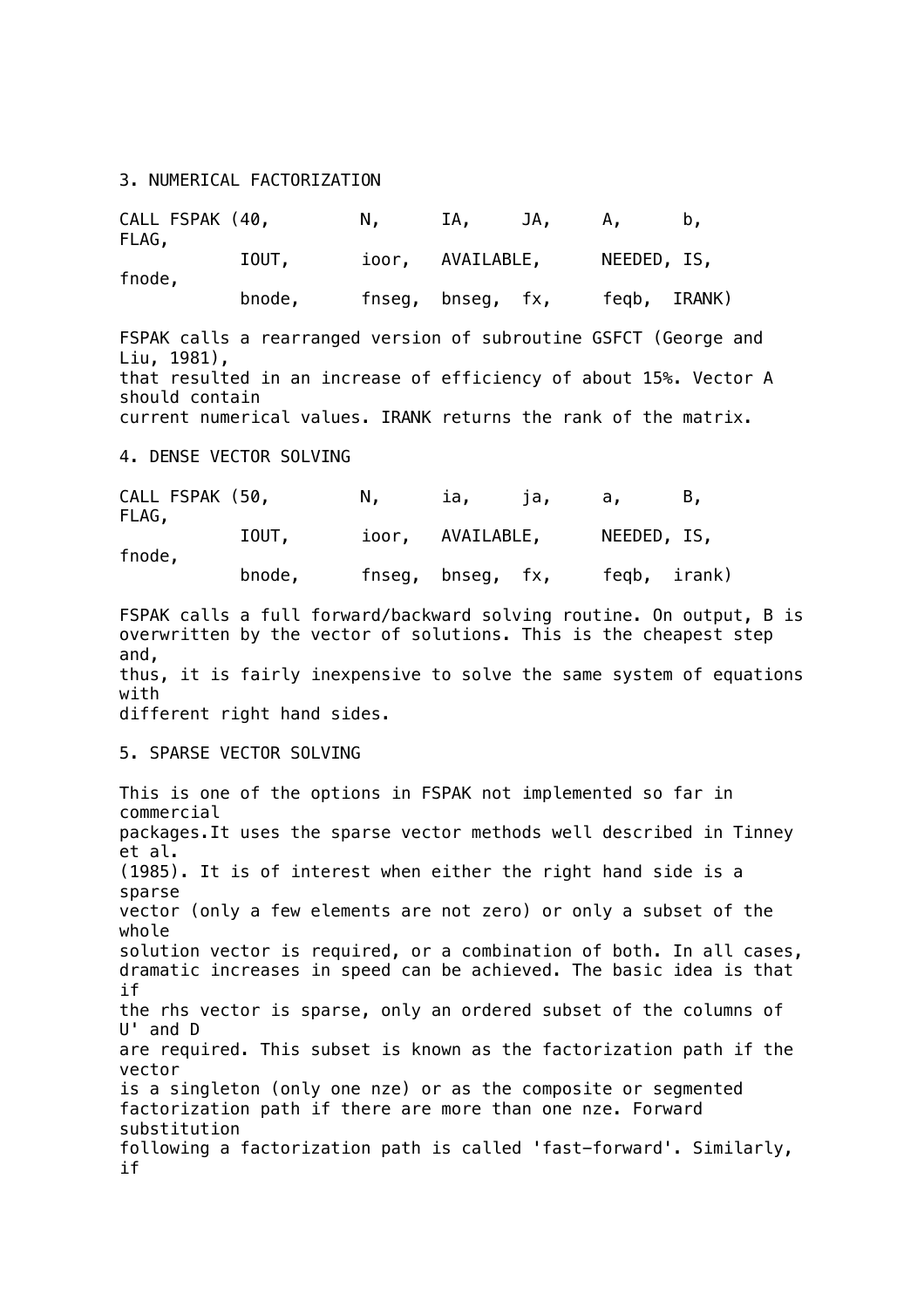3. NUMERICAL FACTORIZATION

```
CALL FSPAK (40,        N,      IA,     JA,     A,      b,      FLAG,
           IOUT,       ioor,   AVAILABLE,      NEEDED, IS,     fnode,
           bnode,      fnseg,  bnseg,  fx,     feqb,  IRANK)
```

FSPAK calls a rearranged version of subroutine GSFCT (George and Liu, 1981), that resulted in an increase of efficiency of about 15%. Vector A should contain current numerical values. IRANK returns the rank of the matrix.

4. DENSE VECTOR SOLVING

```
CALL FSPAK (50,        N,      ia,     ja,     a,      B,      FLAG,
           IOUT,       ioor,   AVAILABLE,      NEEDED, IS,     fnode,
           bnode,      fnseg,  bnseg,  fx,     feqb,  irank)
```

FSPAK calls a full forward/backward solving routine. On output, B is overwritten by the vector of solutions. This is the cheapest step and, thus, it is fairly inexpensive to solve the same system of equations with different right hand sides.

5. SPARSE VECTOR SOLVING

This is one of the options in FSPAK not implemented so far in commercial packages.It uses the sparse vector methods well described in Tinney et al. (1985). It is of interest when either the right hand side is a sparse vector (only a few elements are not zero) or only a subset of the whole solution vector is required, or a combination of both. In all cases, dramatic increases in speed can be achieved. The basic idea is that if the rhs vector is sparse, only an ordered subset of the columns of U' and D are required. This subset is known as the factorization path if the vector is a singleton (only one nze) or as the composite or segmented factorization path if there are more than one nze. Forward substitution following a factorization path is called 'fast-forward'. Similarly, if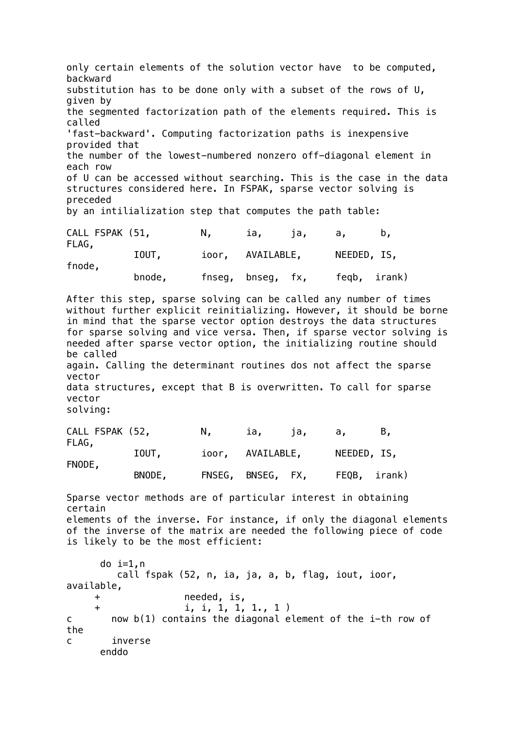only certain elements of the solution vector have to be computed, backward substitution has to be done only with a subset of the rows of U, given by the segmented factorization path of the elements required. This is called 'fast-backward'. Computing factorization paths is inexpensive provided that the number of the lowest-numbered nonzero off-diagonal element in each row of U can be accessed without searching. This is the case in the data structures considered here. In FSPAK, sparse vector solving is preceded by an intilialization step that computes the path table:

```
CALL FSPAK (51,        N,      ia,     ja,     a,      b,      FLAG,
           IOUT,       ioor,   AVAILABLE,      NEEDED, IS,     fnode,
           bnode,      fnseg,  bnseg,  fx,     feqb,  irank)
```

After this step, sparse solving can be called any number of times without further explicit reinitializing. However, it should be borne in mind that the sparse vector option destroys the data structures for sparse solving and vice versa. Then, if sparse vector solving is needed after sparse vector option, the initializing routine should be called again. Calling the determinant routines dos not affect the sparse vector data structures, except that B is overwritten. To call for sparse vector solving:

```
CALL FSPAK (52,        N,      ia,     ja,     a,      B,      FLAG,
           IOUT,       ioor,   AVAILABLE,      NEEDED, IS,     FNODE,
           BNODE,      FNSEG,  BNSEG,  FX,     FEQB,  irank)
```

Sparse vector methods are of particular interest in obtaining certain elements of the inverse. For instance, if only the diagonal elements of the inverse of the matrix are needed the following piece of code is likely to be the most efficient:

```
      do i=1,n
          call fspak (52, n, ia, ja, a, b, flag, iout, ioor, available,
     +               needed, is,
     +               i, i, 1, 1, 1., 1 )
c       now b(1) contains the diagonal element of the i-th row of the
c       inverse
      enddo
```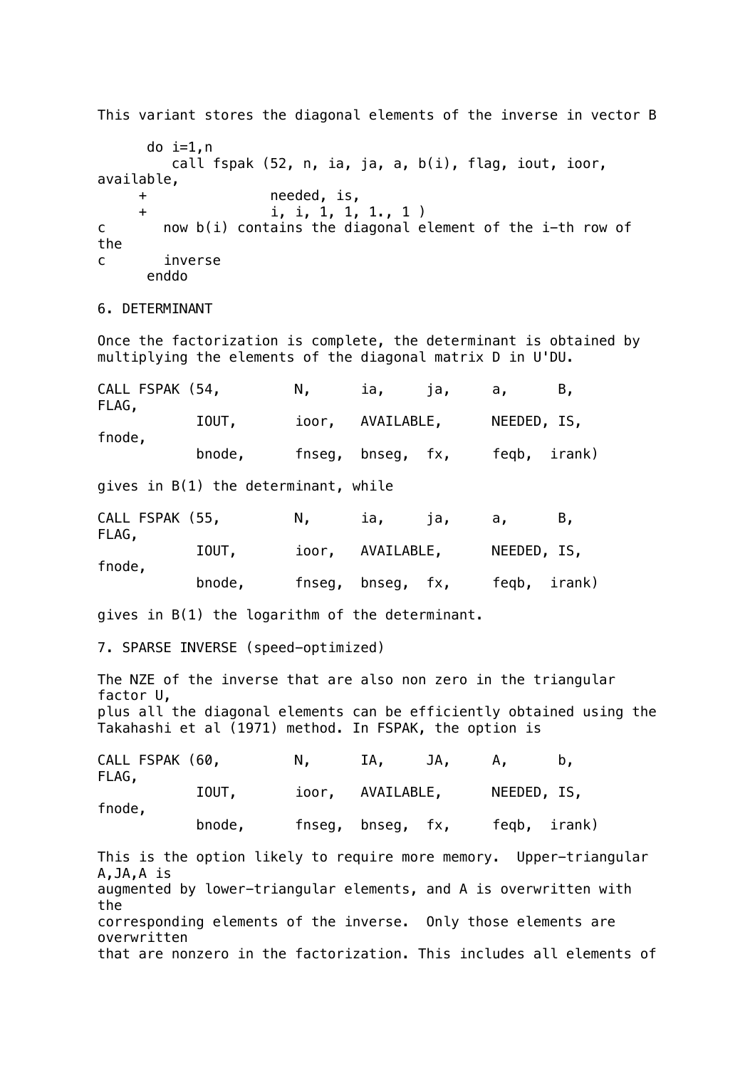This variant stores the diagonal elements of the inverse in vector B

```
      do i=1,n
         call fspak (52, n, ia, ja, a, b(i), flag, iout, ioor,
available,
     +              needed, is,
     +              i, i, 1, 1, 1., 1 )
c       now b(i) contains the diagonal element of the i-th row of
the
c       inverse
      enddo
```

6. DETERMINANT

Once the factorization is complete, the determinant is obtained by multiplying the elements of the diagonal matrix D in U'DU.

```
CALL FSPAK (54,        N,      ia,     ja,     a,      B,
FLAG,
           IOUT,       ioor,   AVAILABLE,      NEEDED, IS,
fnode,
           bnode,      fnseg,  bnseg,  fx,     feqb,  irank)
```

gives in B(1) the determinant, while

```
CALL FSPAK (55,        N,      ia,     ja,     a,      B,
FLAG,
           IOUT,       ioor,   AVAILABLE,      NEEDED, IS,
fnode,
           bnode,      fnseg,  bnseg,  fx,     feqb,  irank)
```

gives in B(1) the logarithm of the determinant.

7. SPARSE INVERSE (speed-optimized)

The NZE of the inverse that are also non zero in the triangular factor U,
plus all the diagonal elements can be efficiently obtained using the Takahashi et al (1971) method. In FSPAK, the option is

```
CALL FSPAK (60,        N,      IA,     JA,     A,      b,
FLAG,
           IOUT,       ioor,   AVAILABLE,      NEEDED, IS,
fnode,
           bnode,      fnseg,  bnseg,  fx,     feqb,  irank)
```

This is the option likely to require more memory.  Upper-triangular A,JA,A is
augmented by lower-triangular elements, and A is overwritten with the
corresponding elements of the inverse.  Only those elements are overwritten
that are nonzero in the factorization. This includes all elements of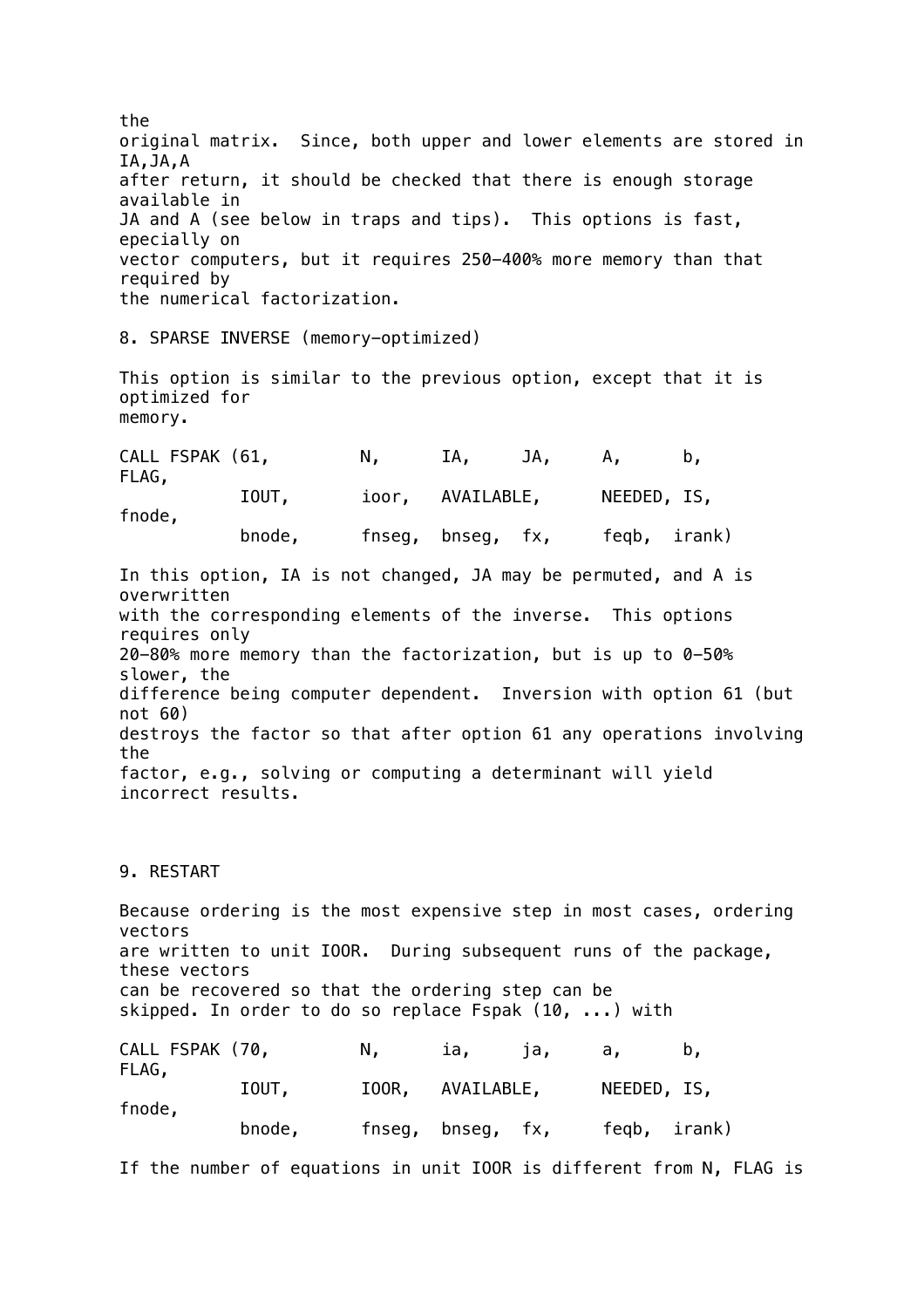the original matrix.  Since, both upper and lower elements are stored in IA,JA,A after return, it should be checked that there is enough storage available in JA and A (see below in traps and tips).  This options is fast, epecially on vector computers, but it requires 250-400% more memory than that required by the numerical factorization.

8. SPARSE INVERSE (memory-optimized)

This option is similar to the previous option, except that it is optimized for memory.

```
CALL FSPAK (61,        N,      IA,     JA,     A,      b,      FLAG,
           IOUT,       ioor,   AVAILABLE,      NEEDED, IS,     fnode,
           bnode,      fnseg,  bnseg,  fx,     feqb,  irank)
```

In this option, IA is not changed, JA may be permuted, and A is overwritten with the corresponding elements of the inverse.  This options requires only 20-80% more memory than the factorization, but is up to 0-50% slower, the difference being computer dependent.  Inversion with option 61 (but not 60) destroys the factor so that after option 61 any operations involving the factor, e.g., solving or computing a determinant will yield incorrect results.

9. RESTART

Because ordering is the most expensive step in most cases, ordering vectors are written to unit IOOR.  During subsequent runs of the package, these vectors can be recovered so that the ordering step can be skipped. In order to do so replace Fspak (10, ...) with

```
CALL FSPAK (70,        N,      ia,     ja,     a,      b,      FLAG,
           IOUT,       IOOR,   AVAILABLE,      NEEDED, IS,     fnode,
           bnode,      fnseg,  bnseg,  fx,     feqb,  irank)
```

If the number of equations in unit IOOR is different from N, FLAG is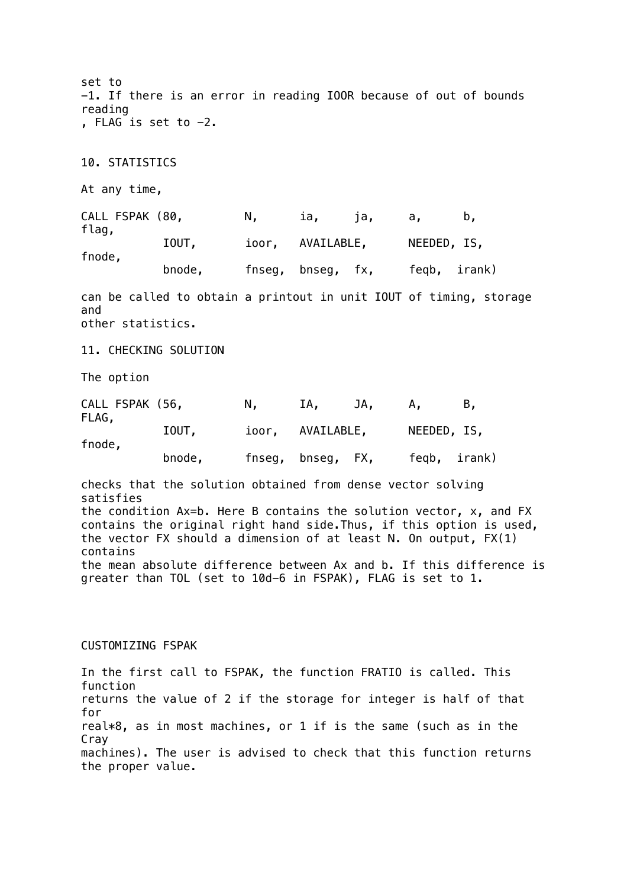set to
-1. If there is an error in reading IOOR because of out of bounds reading
, FLAG is set to -2.

## 10. STATISTICS

At any time,

```
CALL FSPAK (80,        N,      ia,     ja,     a,      b,      flag,
           IOUT,       ioor,   AVAILABLE,      NEEDED, IS,     fnode,
           bnode,      fnseg,  bnseg,  fx,     feqb,  irank)
```

can be called to obtain a printout in unit IOUT of timing, storage and
other statistics.

## 11. CHECKING SOLUTION

The option

```
CALL FSPAK (56,        N,      IA,     JA,     A,      B,      FLAG,
           IOUT,       ioor,   AVAILABLE,      NEEDED, IS,     fnode,
           bnode,      fnseg,  bnseg,  FX,     feqb,  irank)
```

checks that the solution obtained from dense vector solving satisfies
the condition Ax=b. Here B contains the solution vector, x, and FX
contains the original right hand side.Thus, if this option is used,
the vector FX should a dimension of at least N. On output, FX(1) contains
the mean absolute difference between Ax and b. If this difference is
greater than TOL (set to 10d-6 in FSPAK), FLAG is set to 1.

# CUSTOMIZING FSPAK

In the first call to FSPAK, the function FRATIO is called. This function
returns the value of 2 if the storage for integer is half of that for
real*8, as in most machines, or 1 if is the same (such as in the Cray
machines). The user is advised to check that this function returns
the proper value.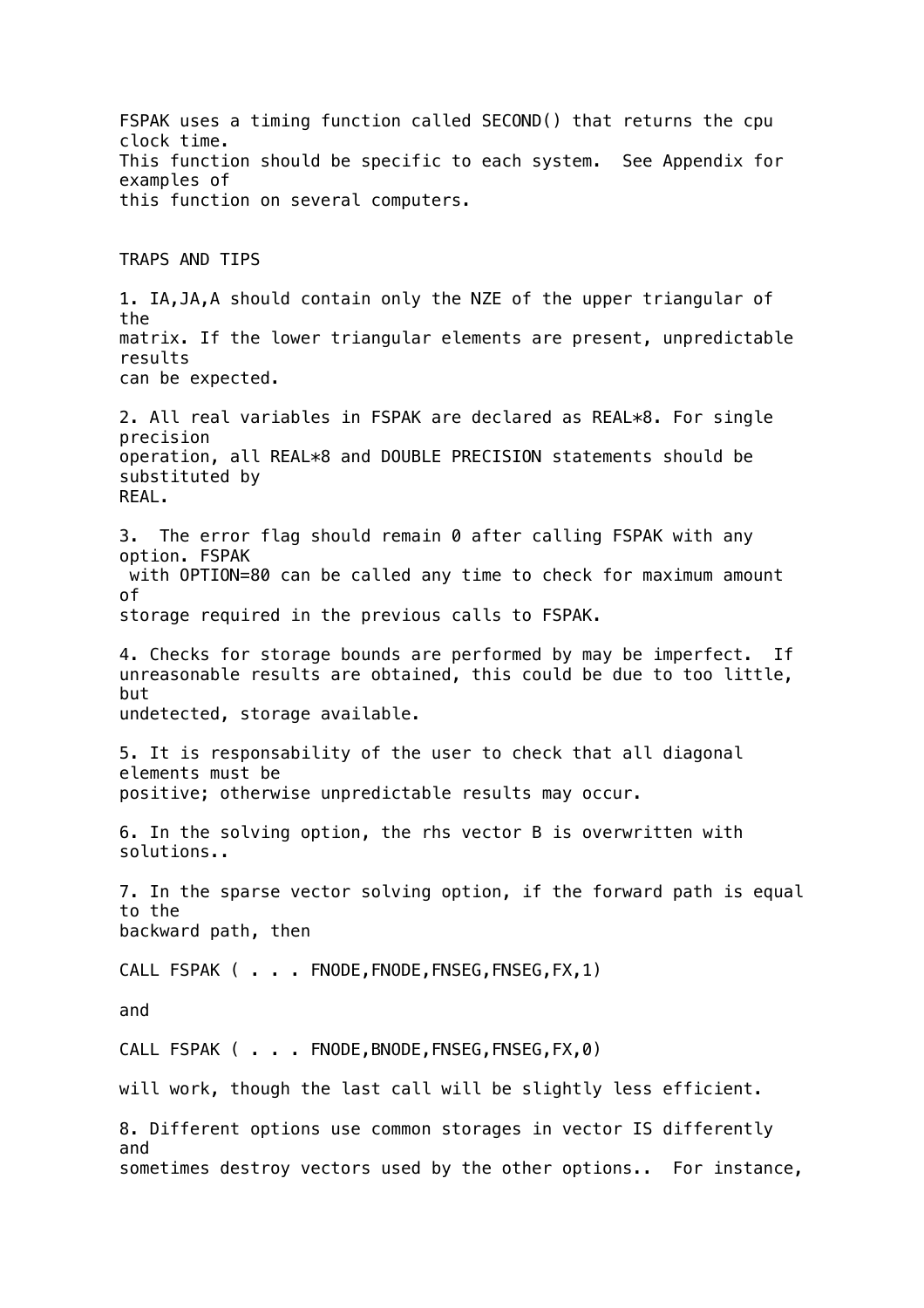FSPAK uses a timing function called SECOND() that returns the cpu clock time.
This function should be specific to each system. See Appendix for examples of
this function on several computers.

## TRAPS AND TIPS

1. IA,JA,A should contain only the NZE of the upper triangular of the matrix. If the lower triangular elements are present, unpredictable results can be expected.

2. All real variables in FSPAK are declared as REAL*8. For single precision operation, all REAL*8 and DOUBLE PRECISION statements should be substituted by REAL.

3. The error flag should remain 0 after calling FSPAK with any option. FSPAK with OPTION=80 can be called any time to check for maximum amount of storage required in the previous calls to FSPAK.

4. Checks for storage bounds are performed by may be imperfect. If unreasonable results are obtained, this could be due to too little, but undetected, storage available.

5. It is responsability of the user to check that all diagonal elements must be positive; otherwise unpredictable results may occur.

6. In the solving option, the rhs vector B is overwritten with solutions..

7. In the sparse vector solving option, if the forward path is equal to the backward path, then

```
CALL FSPAK ( . . . FNODE,FNODE,FNSEG,FNSEG,FX,1)
```

and

```
CALL FSPAK ( . . . FNODE,BNODE,FNSEG,FNSEG,FX,0)
```

will work, though the last call will be slightly less efficient.

8. Different options use common storages in vector IS differently and sometimes destroy vectors used by the other options.. For instance,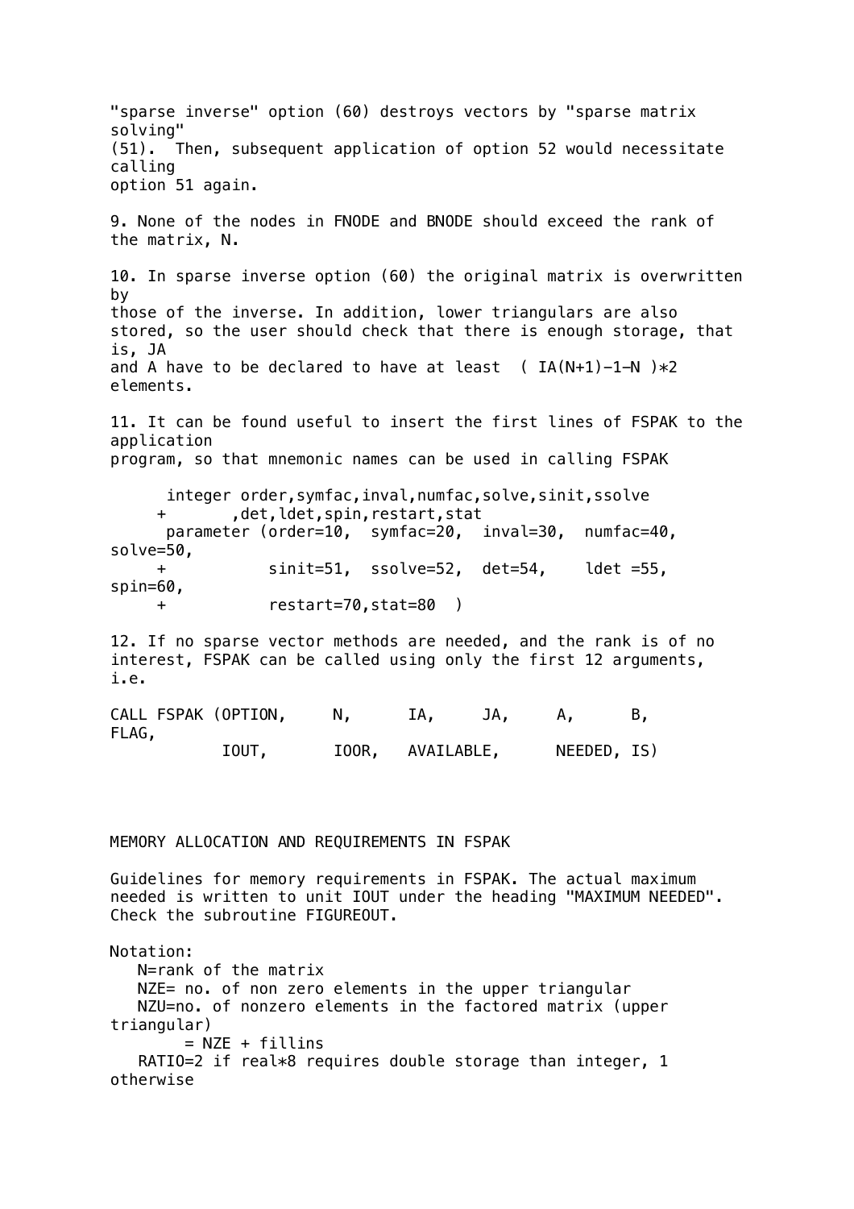"sparse inverse" option (60) destroys vectors by "sparse matrix solving" (51). Then, subsequent application of option 52 would necessitate calling option 51 again.

9. None of the nodes in FNODE and BNODE should exceed the rank of the matrix, N.

10. In sparse inverse option (60) the original matrix is overwritten by those of the inverse. In addition, lower triangulars are also stored, so the user should check that there is enough storage, that is, JA and A have to be declared to have at least ( IA(N+1)-1-N )*2 elements.

11. It can be found useful to insert the first lines of FSPAK to the application program, so that mnemonic names can be used in calling FSPAK

```
      integer order,symfac,inval,numfac,solve,sinit,ssolve
     +       ,det,ldet,spin,restart,stat
      parameter (order=10,  symfac=20,  inval=30,  numfac=40,
solve=50,
     +           sinit=51,  ssolve=52,  det=54,    ldet =55,
spin=60,
     +           restart=70,stat=80  )
```

12. If no sparse vector methods are needed, and the rank is of no interest, FSPAK can be called using only the first 12 arguments, i.e.

```
CALL FSPAK (OPTION,     N,      IA,     JA,     A,      B,
FLAG,
           IOUT,       IOOR,   AVAILABLE,      NEEDED, IS)
```

MEMORY ALLOCATION AND REQUIREMENTS IN FSPAK

Guidelines for memory requirements in FSPAK. The actual maximum needed is written to unit IOUT under the heading "MAXIMUM NEEDED". Check the subroutine FIGUREOUT.

Notation:

- N=rank of the matrix
- NZE= no. of non zero elements in the upper triangular
- NZU=no. of nonzero elements in the factored matrix (upper triangular) = NZE + fillins
- RATIO=2 if real*8 requires double storage than integer, 1 otherwise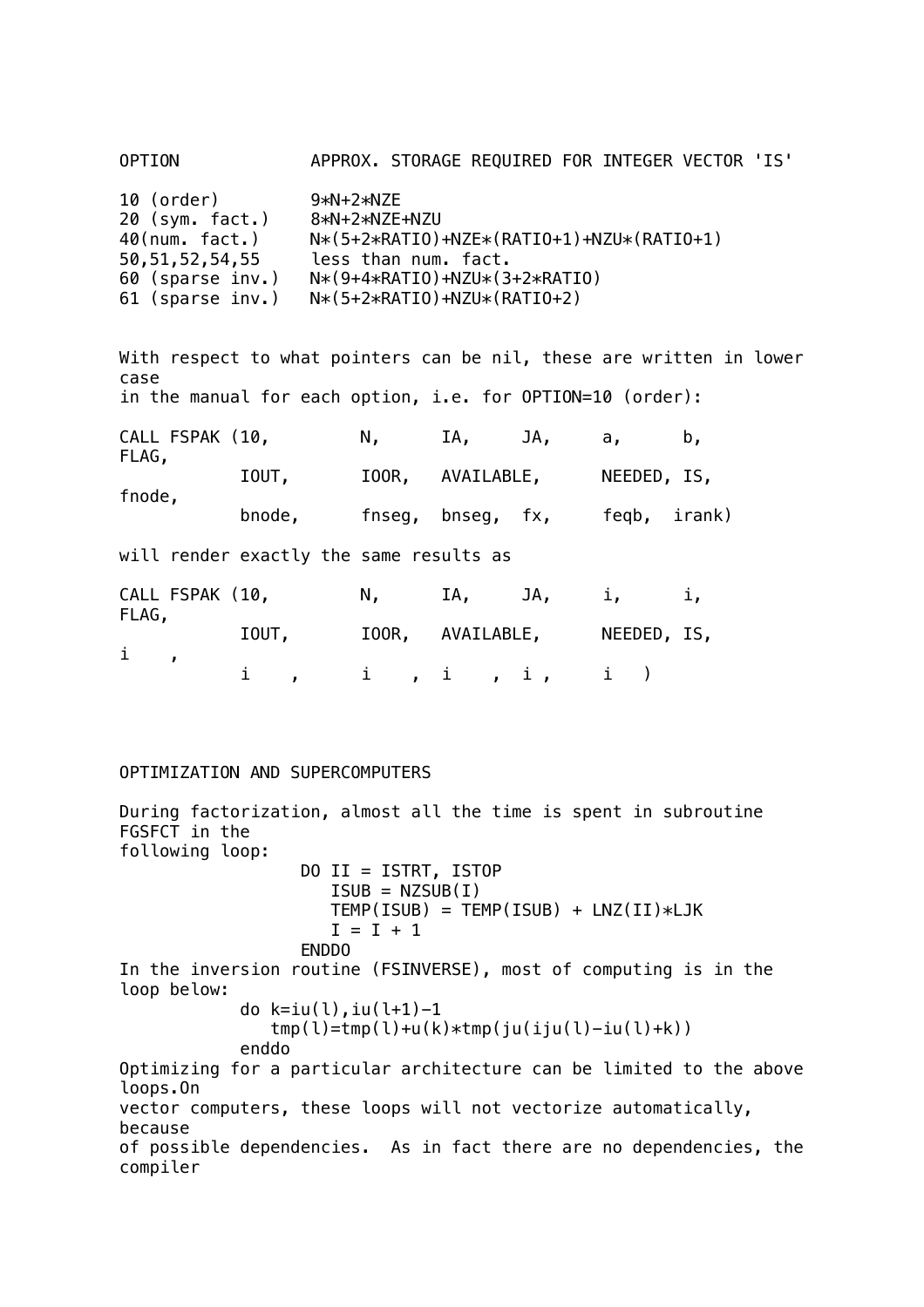| OPTION | APPROX. STORAGE REQUIRED FOR INTEGER VECTOR 'IS' |
|---|---|
| 10 (order) | 9*N+2*NZE |
| 20 (sym. fact.) | 8*N+2*NZE+NZU |
| 40(num. fact.) | N*(5+2*RATIO)+NZE*(RATIO+1)+NZU*(RATIO+1) |
| 50,51,52,54,55 | less than num. fact. |
| 60 (sparse inv.) | N*(9+4*RATIO)+NZU*(3+2*RATIO) |
| 61 (sparse inv.) | N*(5+2*RATIO)+NZU*(RATIO+2) |

With respect to what pointers can be nil, these are written in lower case in the manual for each option, i.e. for OPTION=10 (order):

```
CALL FSPAK (10,         N,      IA,     JA,     a,      b,      FLAG,
            IOUT,       IOOR,   AVAILABLE,      NEEDED, IS,     fnode,
            bnode,      fnseg,  bnseg,  fx,     feqb,  irank)
```

will render exactly the same results as

```
CALL FSPAK (10,         N,      IA,     JA,     i,      i,      FLAG,
            IOUT,       IOOR,   AVAILABLE,      NEEDED, IS,     i    ,
            i    ,      i    ,  i    ,  i ,     i   )
```

## OPTIMIZATION AND SUPERCOMPUTERS

During factorization, almost all the time is spent in subroutine FGSFCT in the following loop:

```
                  DO II = ISTRT, ISTOP
                     ISUB = NZSUB(I)
                     TEMP(ISUB) = TEMP(ISUB) + LNZ(II)*LJK
                     I = I + 1
                  ENDDO
```

In the inversion routine (FSINVERSE), most of computing is in the loop below:

```
            do k=iu(l),iu(l+1)-1
               tmp(l)=tmp(l)+u(k)*tmp(ju(iju(l)-iu(l)+k))
            enddo
```

Optimizing for a particular architecture can be limited to the above loops.On vector computers, these loops will not vectorize automatically, because of possible dependencies. As in fact there are no dependencies, the compiler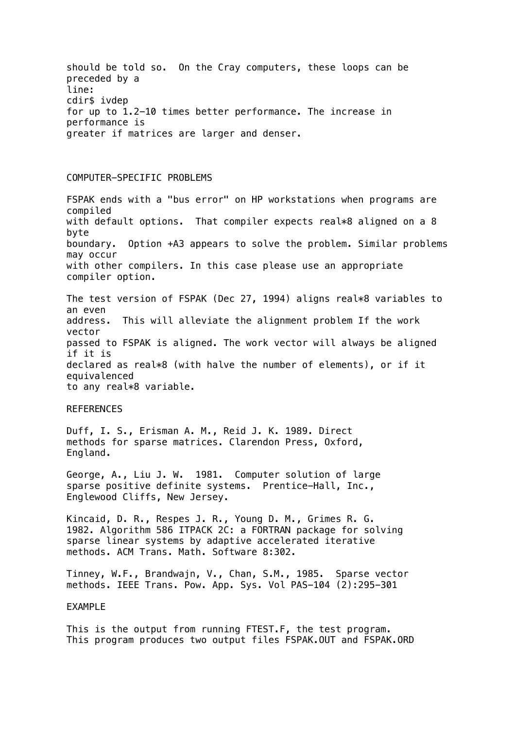should be told so. On the Cray computers, these loops can be preceded by a line:

```
cdir$ ivdep
```

for up to 1.2-10 times better performance. The increase in performance is greater if matrices are larger and denser.

## COMPUTER-SPECIFIC PROBLEMS

FSPAK ends with a "bus error" on HP workstations when programs are compiled with default options. That compiler expects real*8 aligned on a 8 byte boundary. Option +A3 appears to solve the problem. Similar problems may occur with other compilers. In this case please use an appropriate compiler option.

The test version of FSPAK (Dec 27, 1994) aligns real*8 variables to an even address. This will alleviate the alignment problem If the work vector passed to FSPAK is aligned. The work vector will always be aligned if it is declared as real*8 (with halve the number of elements), or if it equivalenced to any real*8 variable.

## REFERENCES

Duff, I. S., Erisman A. M., Reid J. K. 1989. Direct methods for sparse matrices. Clarendon Press, Oxford, England.

George, A., Liu J. W. 1981. Computer solution of large sparse positive definite systems. Prentice-Hall, Inc., Englewood Cliffs, New Jersey.

Kincaid, D. R., Respes J. R., Young D. M., Grimes R. G. 1982. Algorithm 586 ITPACK 2C: a FORTRAN package for solving sparse linear systems by adaptive accelerated iterative methods. ACM Trans. Math. Software 8:302.

Tinney, W.F., Brandwajn, V., Chan, S.M., 1985. Sparse vector methods. IEEE Trans. Pow. App. Sys. Vol PAS-104 (2):295-301

## EXAMPLE

This is the output from running FTEST.F, the test program. This program produces two output files FSPAK.OUT and FSPAK.ORD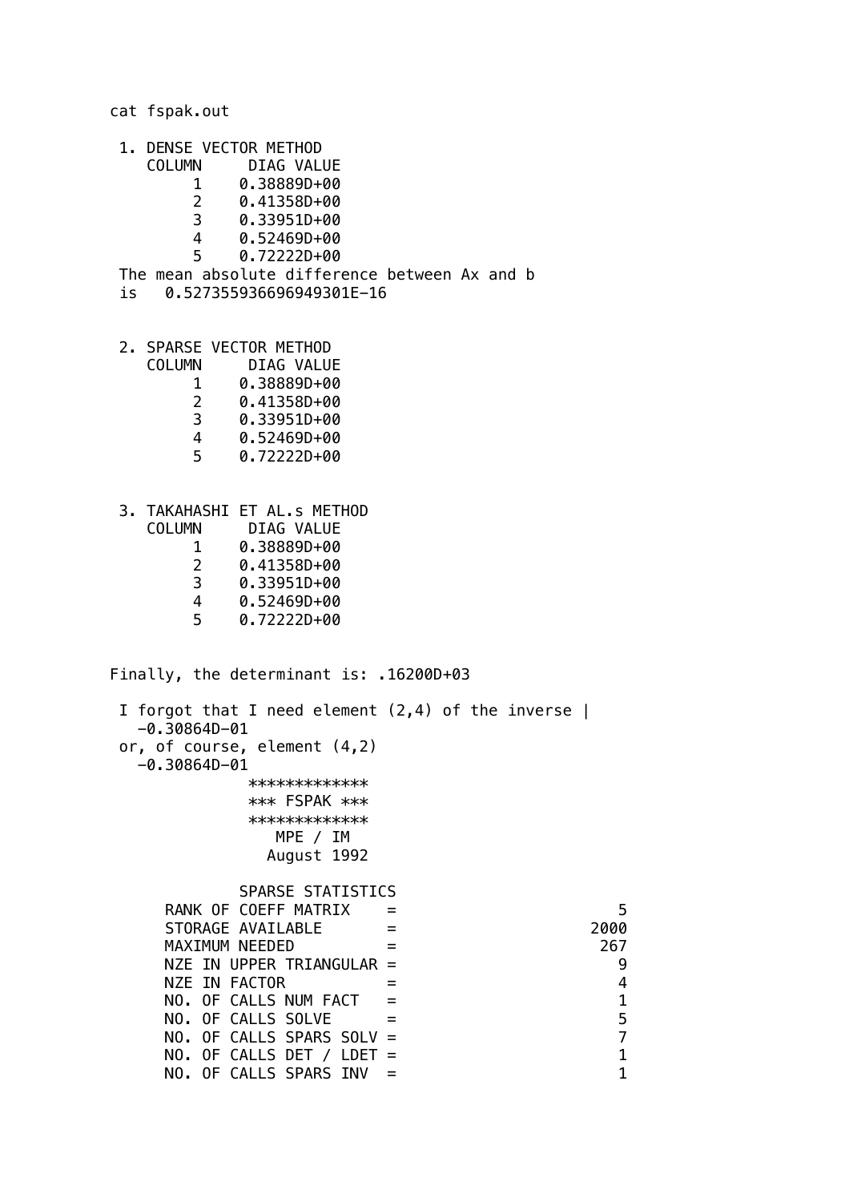```
cat fspak.out

 1. DENSE VECTOR METHOD
    COLUMN     DIAG VALUE
         1    0.38889D+00
         2    0.41358D+00
         3    0.33951D+00
         4    0.52469D+00
         5    0.72222D+00
 The mean absolute difference between Ax and b
 is   0.527355936696949301E-16


 2. SPARSE VECTOR METHOD
    COLUMN     DIAG VALUE
         1    0.38889D+00
         2    0.41358D+00
         3    0.33951D+00
         4    0.52469D+00
         5    0.72222D+00


 3. TAKAHASHI ET AL.s METHOD
    COLUMN     DIAG VALUE
         1    0.38889D+00
         2    0.41358D+00
         3    0.33951D+00
         4    0.52469D+00
         5    0.72222D+00


Finally, the determinant is: .16200D+03

 I forgot that I need element (2,4) of the inverse |
   -0.30864D-01
 or, of course, element (4,2)
   -0.30864D-01
               *************
               *** FSPAK ***
               *************
                  MPE / IM
                 August 1992

              SPARSE STATISTICS
      RANK OF COEFF MATRIX    =                        5
      STORAGE AVAILABLE       =                     2000
      MAXIMUM NEEDED          =                      267
      NZE IN UPPER TRIANGULAR =                        9
      NZE IN FACTOR           =                        4
      NO. OF CALLS NUM FACT   =                        1
      NO. OF CALLS SOLVE      =                        5
      NO. OF CALLS SPARS SOLV =                        7
      NO. OF CALLS DET / LDET =                        1
      NO. OF CALLS SPARS INV  =                        1
```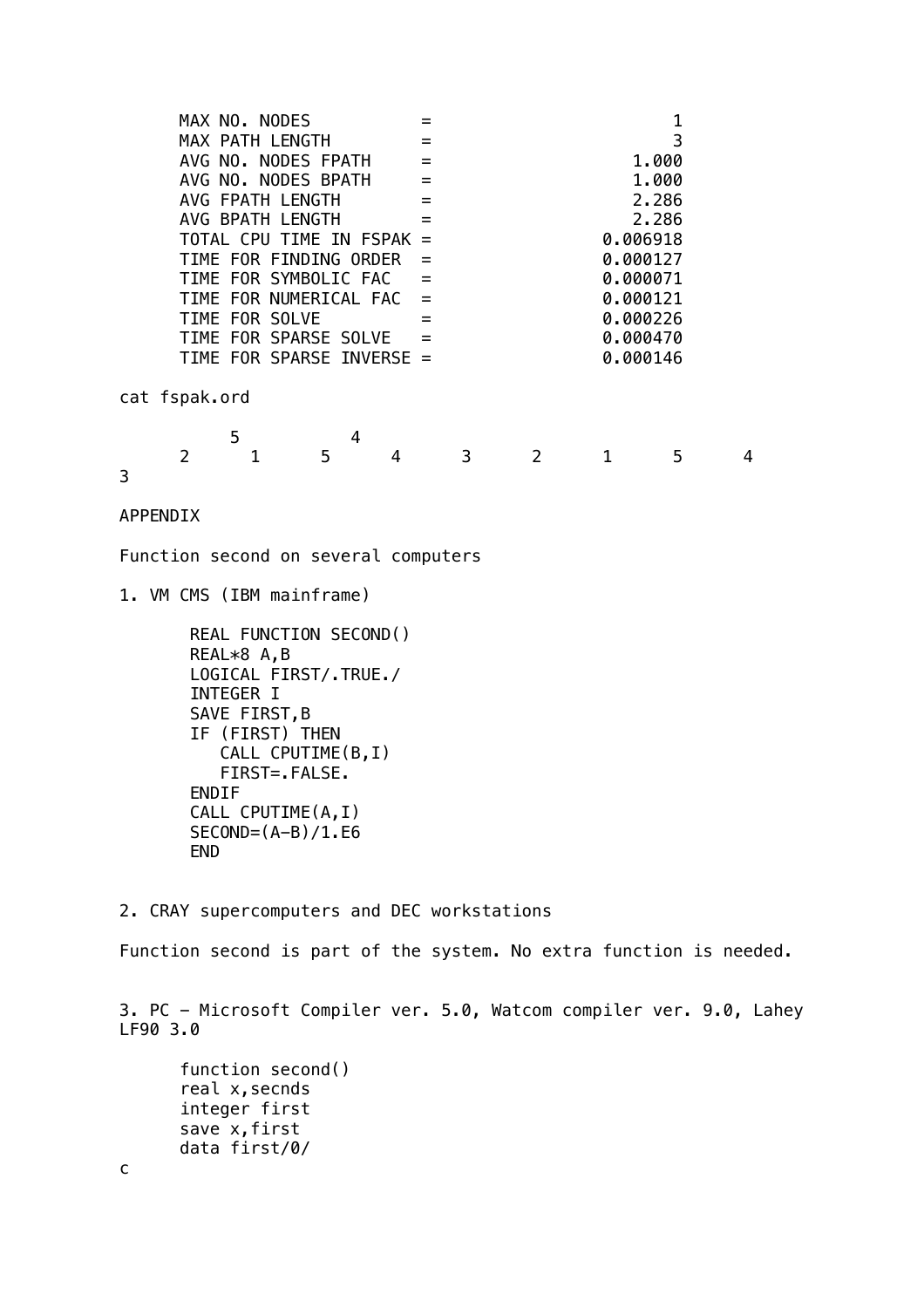```
      MAX NO. NODES           =                        1
      MAX PATH LENGTH         =                        3
      AVG NO. NODES FPATH     =                    1.000
      AVG NO. NODES BPATH     =                    1.000
      AVG FPATH LENGTH        =                    2.286
      AVG BPATH LENGTH        =                    2.286
      TOTAL CPU TIME IN FSPAK =                 0.006918
      TIME FOR FINDING ORDER  =                 0.000127
      TIME FOR SYMBOLIC FAC   =                 0.000071
      TIME FOR NUMERICAL FAC  =                 0.000121
      TIME FOR SOLVE          =                 0.000226
      TIME FOR SPARSE SOLVE   =                 0.000470
      TIME FOR SPARSE INVERSE =                 0.000146
```

cat fspak.ord

```
           5           4
      2      1      5      4      3      2      1      5      4
3
```

APPENDIX

Function second on several computers

1. VM CMS (IBM mainframe)

```
       REAL FUNCTION SECOND()
       REAL*8 A,B
       LOGICAL FIRST/.TRUE./
       INTEGER I
       SAVE FIRST,B
       IF (FIRST) THEN
          CALL CPUTIME(B,I)
          FIRST=.FALSE.
       ENDIF
       CALL CPUTIME(A,I)
       SECOND=(A-B)/1.E6
       END
```

2. CRAY supercomputers and DEC workstations

Function second is part of the system. No extra function is needed.

3. PC - Microsoft Compiler ver. 5.0, Watcom compiler ver. 9.0, Lahey LF90 3.0

```
      function second()
      real x,secnds
      integer first
      save x,first
      data first/0/
c
```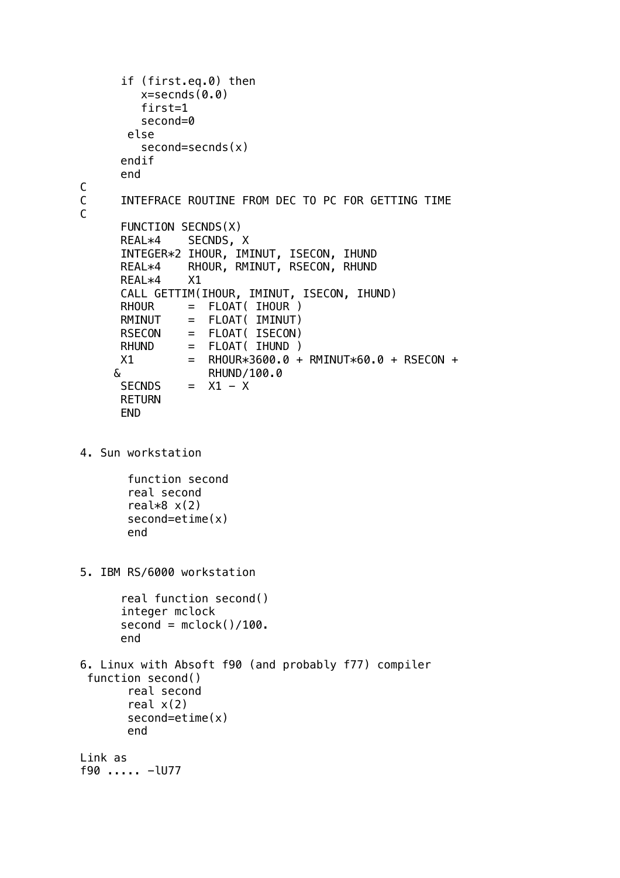```
      if (first.eq.0) then
         x=secnds(0.0)
         first=1
         second=0
       else
         second=secnds(x)
      endif
      end
C
C     INTEFRACE ROUTINE FROM DEC TO PC FOR GETTING TIME
C
      FUNCTION SECNDS(X)
      REAL*4    SECNDS, X
      INTEGER*2 IHOUR, IMINUT, ISECON, IHUND
      REAL*4    RHOUR, RMINUT, RSECON, RHUND
      REAL*4    X1
      CALL GETTIM(IHOUR, IMINUT, ISECON, IHUND)
      RHOUR     =  FLOAT( IHOUR )
      RMINUT    =  FLOAT( IMINUT)
      RSECON    =  FLOAT( ISECON)
      RHUND     =  FLOAT( IHUND )
      X1        =  RHOUR*3600.0 + RMINUT*60.0 + RSECON +
     &             RHUND/100.0
      SECNDS    =  X1 - X
      RETURN
      END
```

4. Sun workstation

```
       function second
       real second
       real*8 x(2)
       second=etime(x)
       end
```

5. IBM RS/6000 workstation

```
      real function second()
      integer mclock
      second = mclock()/100.
      end
```

6. Linux with Absoft f90 (and probably f77) compiler

```
 function second()
       real second
       real x(2)
       second=etime(x)
       end
```

Link as

```
f90 ..... -lU77
```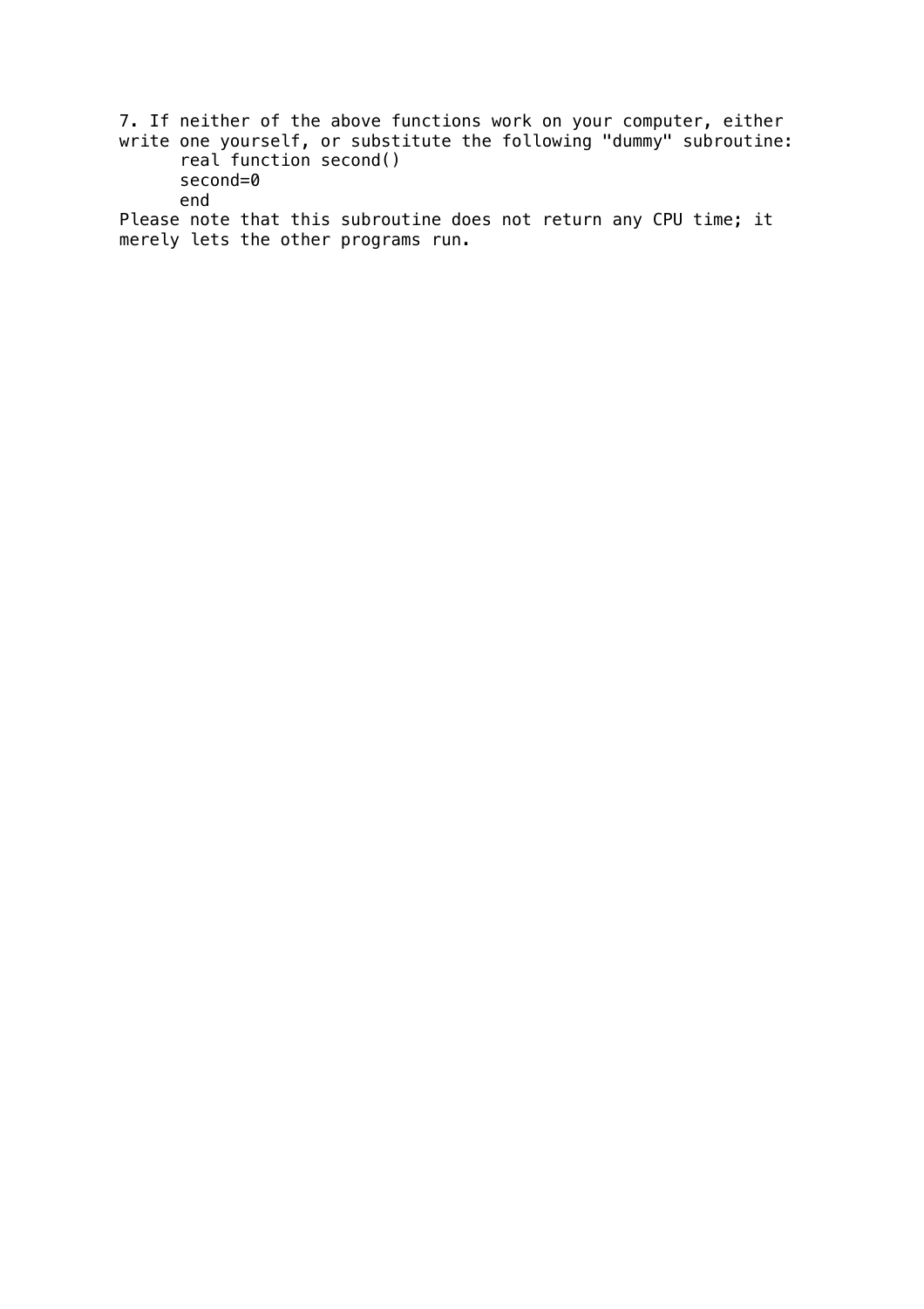7. If neither of the above functions work on your computer, either write one yourself, or substitute the following "dummy" subroutine:

```
      real function second()
      second=0
      end
```

Please note that this subroutine does not return any CPU time; it merely lets the other programs run.